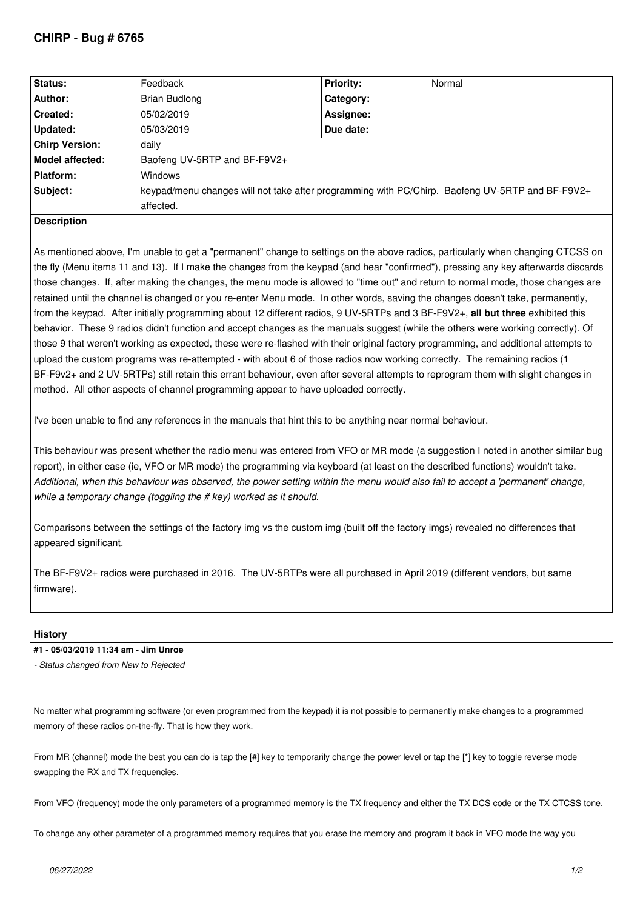# CHIRP - Bug # 6765

| Status: | Feedback | Priority: | Normal |
|---|---|---|---|
| Author: | Brian Budlong | Category: | |
| Created: | 05/02/2019 | Assignee: | |
| Updated: | 05/03/2019 | Due date: | |
| Chirp Version: | daily | | |
| Model affected: | Baofeng UV-5RTP and BF-F9V2+ | | |
| Platform: | Windows | | |
| Subject: | keypad/menu changes will not take after programming with PC/Chirp. Baofeng UV-5RTP and BF-F9V2+ affected. | | |

**Description**

As mentioned above, I'm unable to get a "permanent" change to settings on the above radios, particularly when changing CTCSS on the fly (Menu items 11 and 13). If I make the changes from the keypad (and hear "confirmed"), pressing any key afterwards discards those changes. If, after making the changes, the menu mode is allowed to "time out" and return to normal mode, those changes are retained until the channel is changed or you re-enter Menu mode. In other words, saving the changes doesn't take, permanently, from the keypad. After initially programming about 12 different radios, 9 UV-5RTPs and 3 BF-F9V2+, **all but three** exhibited this behavior. These 9 radios didn't function and accept changes as the manuals suggest (while the others were working correctly). Of those 9 that weren't working as expected, these were re-flashed with their original factory programming, and additional attempts to upload the custom programs was re-attempted - with about 6 of those radios now working correctly. The remaining radios (1 BF-F9v2+ and 2 UV-5RTPs) still retain this errant behaviour, even after several attempts to reprogram them with slight changes in method. All other aspects of channel programming appear to have uploaded correctly.

I've been unable to find any references in the manuals that hint this to be anything near normal behaviour.

This behaviour was present whether the radio menu was entered from VFO or MR mode (a suggestion I noted in another similar bug report), in either case (ie, VFO or MR mode) the programming via keyboard (at least on the described functions) wouldn't take. *Additional, when this behaviour was observed, the power setting within the menu would also fail to accept a 'permanent' change, while a temporary change (toggling the # key) worked as it should.*

Comparisons between the settings of the factory img vs the custom img (built off the factory imgs) revealed no differences that appeared significant.

The BF-F9V2+ radios were purchased in 2016. The UV-5RTPs were all purchased in April 2019 (different vendors, but same firmware).

## History

**#1 - 05/03/2019 11:34 am - Jim Unroe**

*- Status changed from New to Rejected*

No matter what programming software (or even programmed from the keypad) it is not possible to permanently make changes to a programmed memory of these radios on-the-fly. That is how they work.

From MR (channel) mode the best you can do is tap the [#] key to temporarily change the power level or tap the [*] key to toggle reverse mode swapping the RX and TX frequencies.

From VFO (frequency) mode the only parameters of a programmed memory is the TX frequency and either the TX DCS code or the TX CTCSS tone.

To change any other parameter of a programmed memory requires that you erase the memory and program it back in VFO mode the way you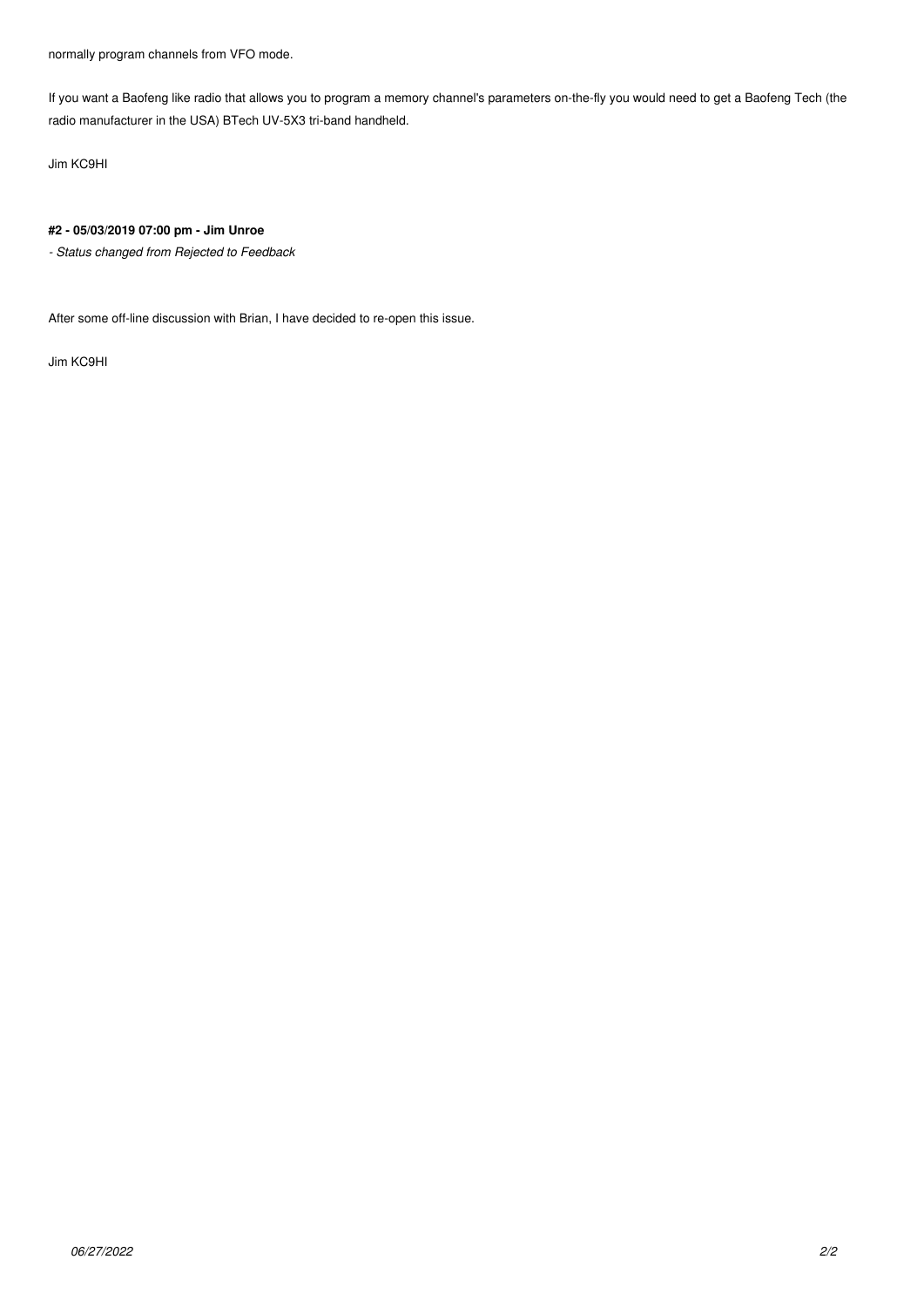normally program channels from VFO mode.

If you want a Baofeng like radio that allows you to program a memory channel's parameters on-the-fly you would need to get a Baofeng Tech (the radio manufacturer in the USA) BTech UV-5X3 tri-band handheld.

Jim KC9HI

**#2 - 05/03/2019 07:00 pm - Jim Unroe**

*- Status changed from Rejected to Feedback*

After some off-line discussion with Brian, I have decided to re-open this issue.

Jim KC9HI